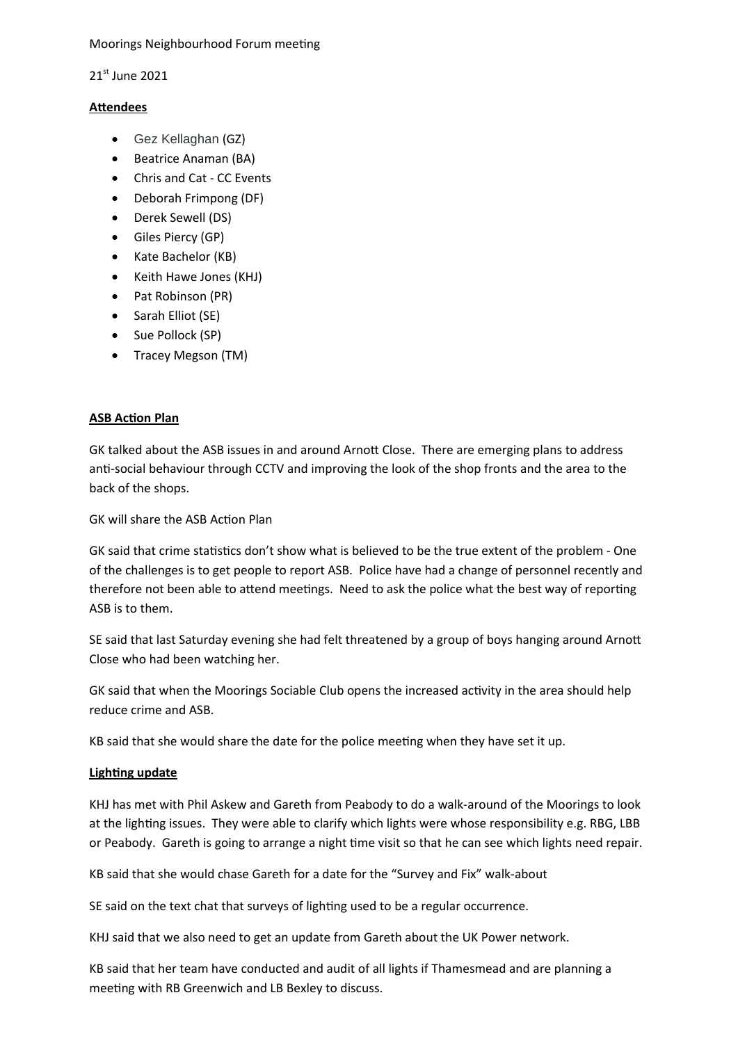Moorings Neighbourhood Forum meeting

21st June 2021

**Attendees**

- Gez Kellaghan (GZ)
- Beatrice Anaman (BA)
- Chris and Cat - CC Events
- Deborah Frimpong (DF)
- Derek Sewell (DS)
- Giles Piercy (GP)
- Kate Bachelor (KB)
- Keith Hawe Jones (KHJ)
- Pat Robinson (PR)
- Sarah Elliot (SE)
- Sue Pollock (SP)
- Tracey Megson (TM)

**ASB Action Plan**

GK talked about the ASB issues in and around Arnott Close. There are emerging plans to address anti-social behaviour through CCTV and improving the look of the shop fronts and the area to the back of the shops.

GK will share the ASB Action Plan

GK said that crime statistics don't show what is believed to be the true extent of the problem - One of the challenges is to get people to report ASB. Police have had a change of personnel recently and therefore not been able to attend meetings. Need to ask the police what the best way of reporting ASB is to them.

SE said that last Saturday evening she had felt threatened by a group of boys hanging around Arnott Close who had been watching her.

GK said that when the Moorings Sociable Club opens the increased activity in the area should help reduce crime and ASB.

KB said that she would share the date for the police meeting when they have set it up.

**Lighting update**

KHJ has met with Phil Askew and Gareth from Peabody to do a walk-around of the Moorings to look at the lighting issues. They were able to clarify which lights were whose responsibility e.g. RBG, LBB or Peabody. Gareth is going to arrange a night time visit so that he can see which lights need repair.

KB said that she would chase Gareth for a date for the "Survey and Fix" walk-about

SE said on the text chat that surveys of lighting used to be a regular occurrence.

KHJ said that we also need to get an update from Gareth about the UK Power network.

KB said that her team have conducted and audit of all lights if Thamesmead and are planning a meeting with RB Greenwich and LB Bexley to discuss.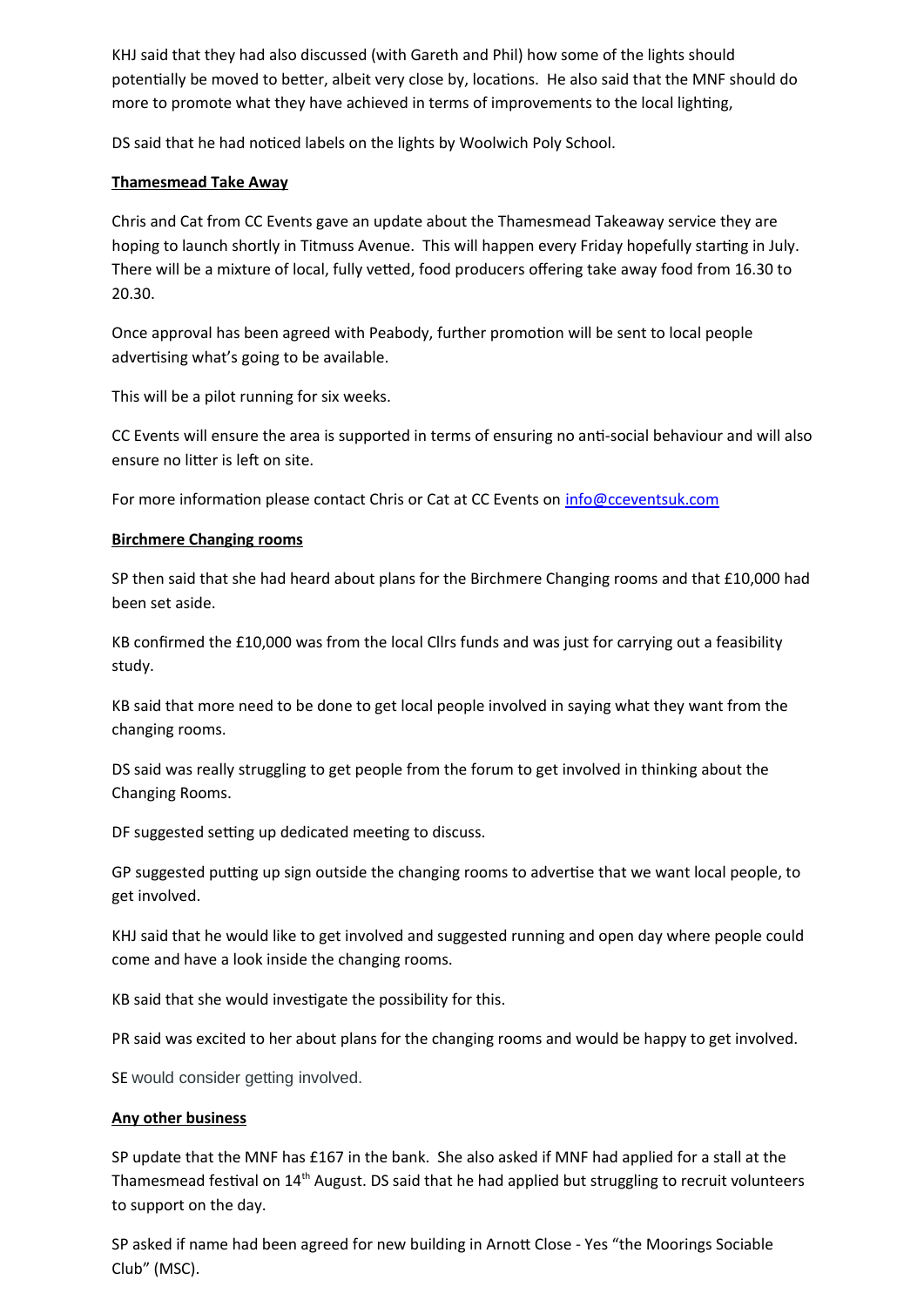KHJ said that they had also discussed (with Gareth and Phil) how some of the lights should potentially be moved to better, albeit very close by, locations. He also said that the MNF should do more to promote what they have achieved in terms of improvements to the local lighting,

DS said that he had noticed labels on the lights by Woolwich Poly School.

**Thamesmead Take Away**

Chris and Cat from CC Events gave an update about the Thamesmead Takeaway service they are hoping to launch shortly in Titmuss Avenue. This will happen every Friday hopefully starting in July. There will be a mixture of local, fully vetted, food producers offering take away food from 16.30 to 20.30.

Once approval has been agreed with Peabody, further promotion will be sent to local people advertising what's going to be available.

This will be a pilot running for six weeks.

CC Events will ensure the area is supported in terms of ensuring no anti-social behaviour and will also ensure no litter is left on site.

For more information please contact Chris or Cat at CC Events on info@cceventsuk.com

**Birchmere Changing rooms**

SP then said that she had heard about plans for the Birchmere Changing rooms and that £10,000 had been set aside.

KB confirmed the £10,000 was from the local Cllrs funds and was just for carrying out a feasibility study.

KB said that more need to be done to get local people involved in saying what they want from the changing rooms.

DS said was really struggling to get people from the forum to get involved in thinking about the Changing Rooms.

DF suggested setting up dedicated meeting to discuss.

GP suggested putting up sign outside the changing rooms to advertise that we want local people, to get involved.

KHJ said that he would like to get involved and suggested running and open day where people could come and have a look inside the changing rooms.

KB said that she would investigate the possibility for this.

PR said was excited to her about plans for the changing rooms and would be happy to get involved.

SE would consider getting involved.

**Any other business**

SP update that the MNF has £167 in the bank. She also asked if MNF had applied for a stall at the Thamesmead festival on 14th August. DS said that he had applied but struggling to recruit volunteers to support on the day.

SP asked if name had been agreed for new building in Arnott Close - Yes "the Moorings Sociable Club" (MSC).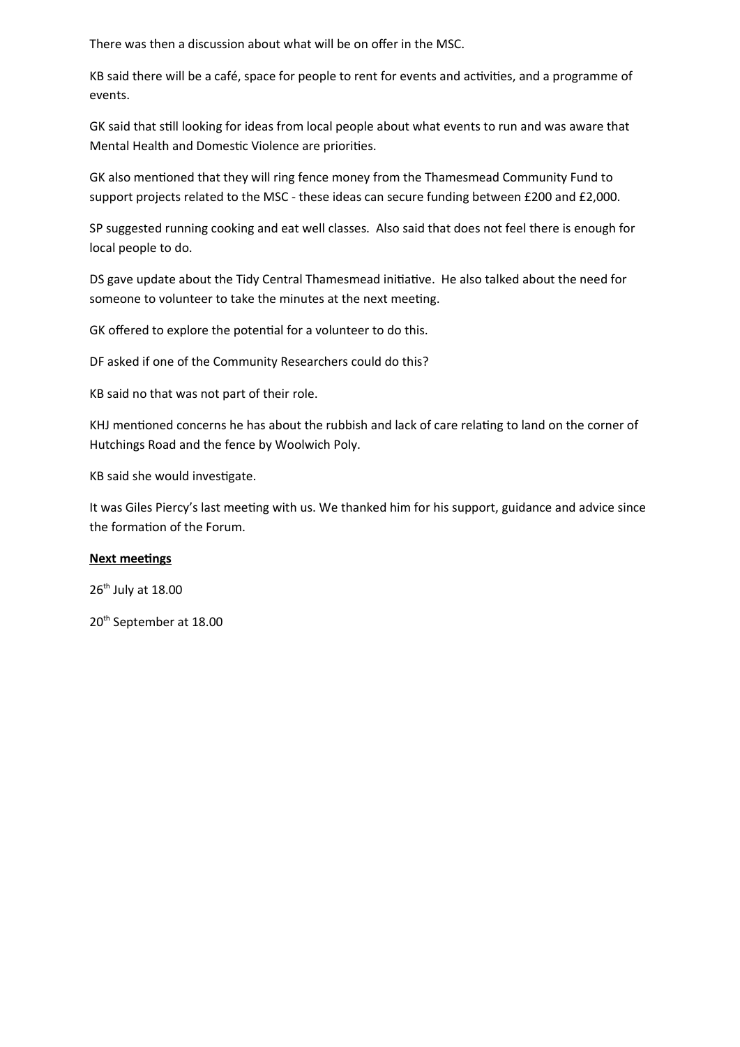There was then a discussion about what will be on offer in the MSC.

KB said there will be a café, space for people to rent for events and activities, and a programme of events.

GK said that still looking for ideas from local people about what events to run and was aware that Mental Health and Domestic Violence are priorities.

GK also mentioned that they will ring fence money from the Thamesmead Community Fund to support projects related to the MSC - these ideas can secure funding between £200 and £2,000.

SP suggested running cooking and eat well classes. Also said that does not feel there is enough for local people to do.

DS gave update about the Tidy Central Thamesmead initiative. He also talked about the need for someone to volunteer to take the minutes at the next meeting.

GK offered to explore the potential for a volunteer to do this.

DF asked if one of the Community Researchers could do this?

KB said no that was not part of their role.

KHJ mentioned concerns he has about the rubbish and lack of care relating to land on the corner of Hutchings Road and the fence by Woolwich Poly.

KB said she would investigate.

It was Giles Piercy's last meeting with us. We thanked him for his support, guidance and advice since the formation of the Forum.

**Next meetings**

26th July at 18.00

20th September at 18.00